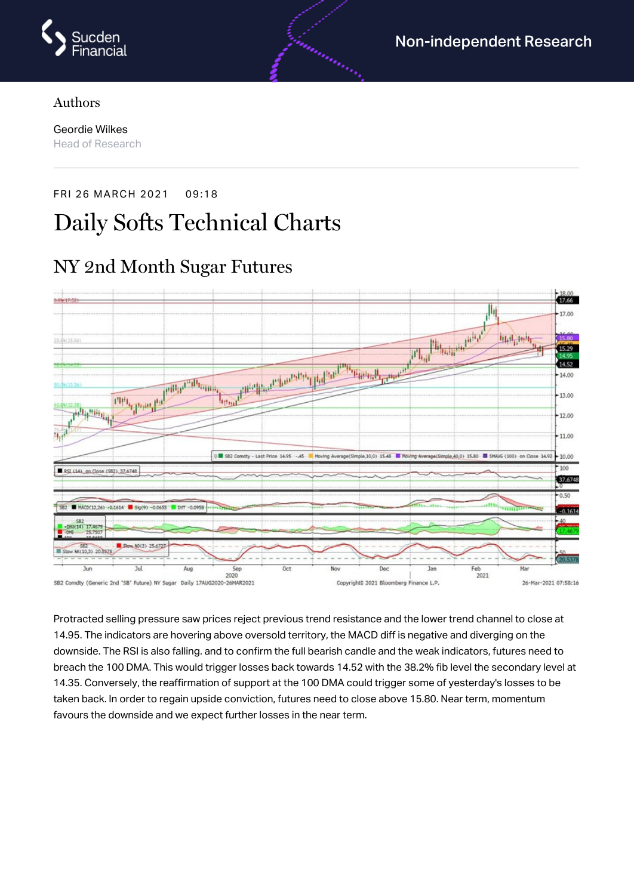Non-independent Research

Authors

Geordie Wilkes
Head of Research

FRI 26 MARCH 2021 09:18

# Daily Softs Technical Charts

## NY 2nd Month Sugar Futures

Protracted selling pressure saw prices reject previous trend resistance and the lower trend channel to close at 14.95. The indicators are hovering above oversold territory, the MACD diff is negative and diverging on the downside. The RSI is also falling. and to confirm the full bearish candle and the weak indicators, futures need to breach the 100 DMA. This would trigger losses back towards 14.52 with the 38.2% fib level the secondary level at 14.35. Conversely, the reaffirmation of support at the 100 DMA could trigger some of yesterday's losses to be taken back. In order to regain upside conviction, futures need to close above 15.80. Near term, momentum favours the downside and we expect further losses in the near term.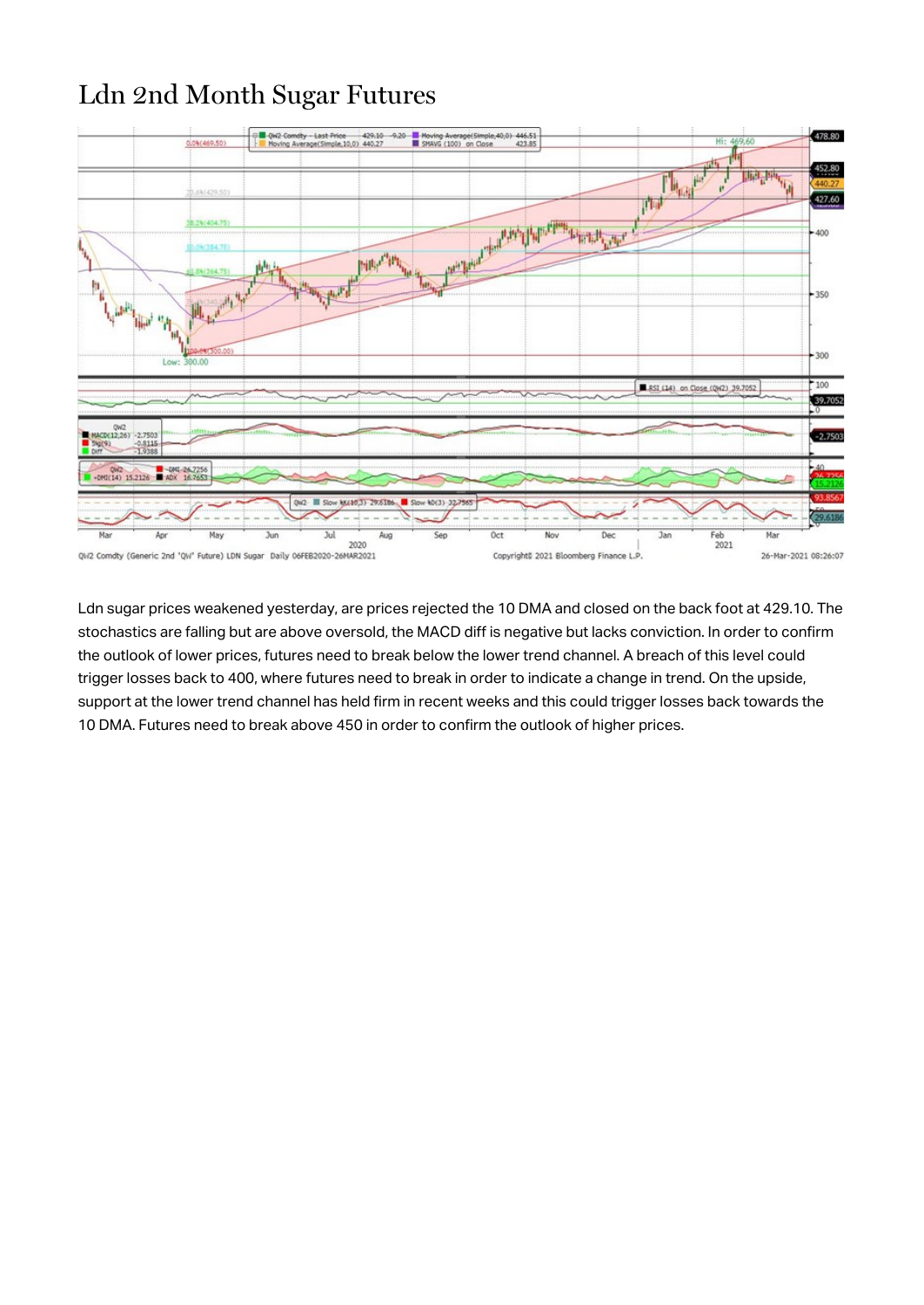# Ldn 2nd Month Sugar Futures

Ldn sugar prices weakened yesterday, are prices rejected the 10 DMA and closed on the back foot at 429.10. The stochastics are falling but are above oversold, the MACD diff is negative but lacks conviction. In order to confirm the outlook of lower prices, futures need to break below the lower trend channel. A breach of this level could trigger losses back to 400, where futures need to break in order to indicate a change in trend. On the upside, support at the lower trend channel has held firm in recent weeks and this could trigger losses back towards the 10 DMA. Futures need to break above 450 in order to confirm the outlook of higher prices.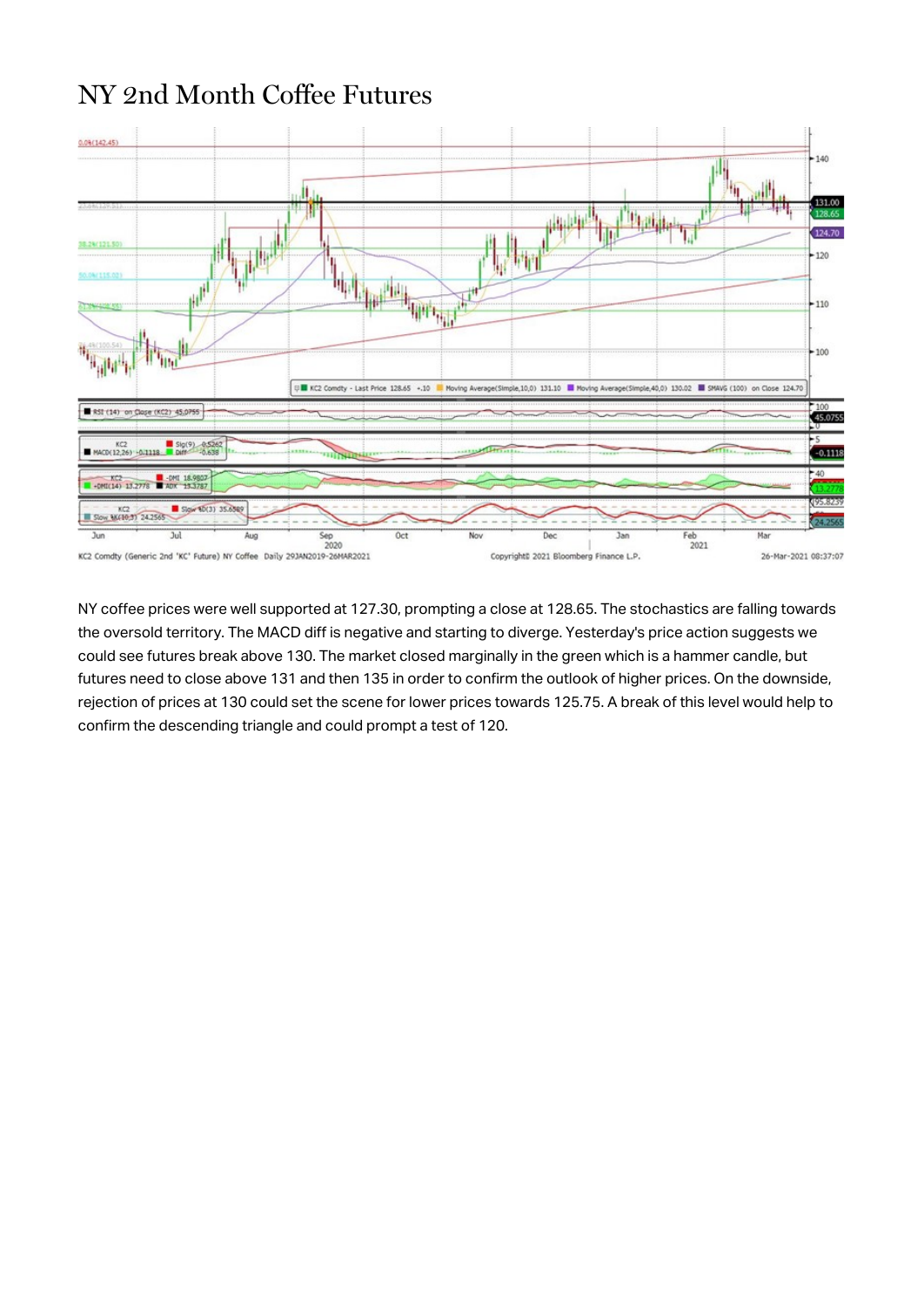# NY 2nd Month Coffee Futures

NY coffee prices were well supported at 127.30, prompting a close at 128.65. The stochastics are falling towards the oversold territory. The MACD diff is negative and starting to diverge. Yesterday's price action suggests we could see futures break above 130. The market closed marginally in the green which is a hammer candle, but futures need to close above 131 and then 135 in order to confirm the outlook of higher prices. On the downside, rejection of prices at 130 could set the scene for lower prices towards 125.75. A break of this level would help to confirm the descending triangle and could prompt a test of 120.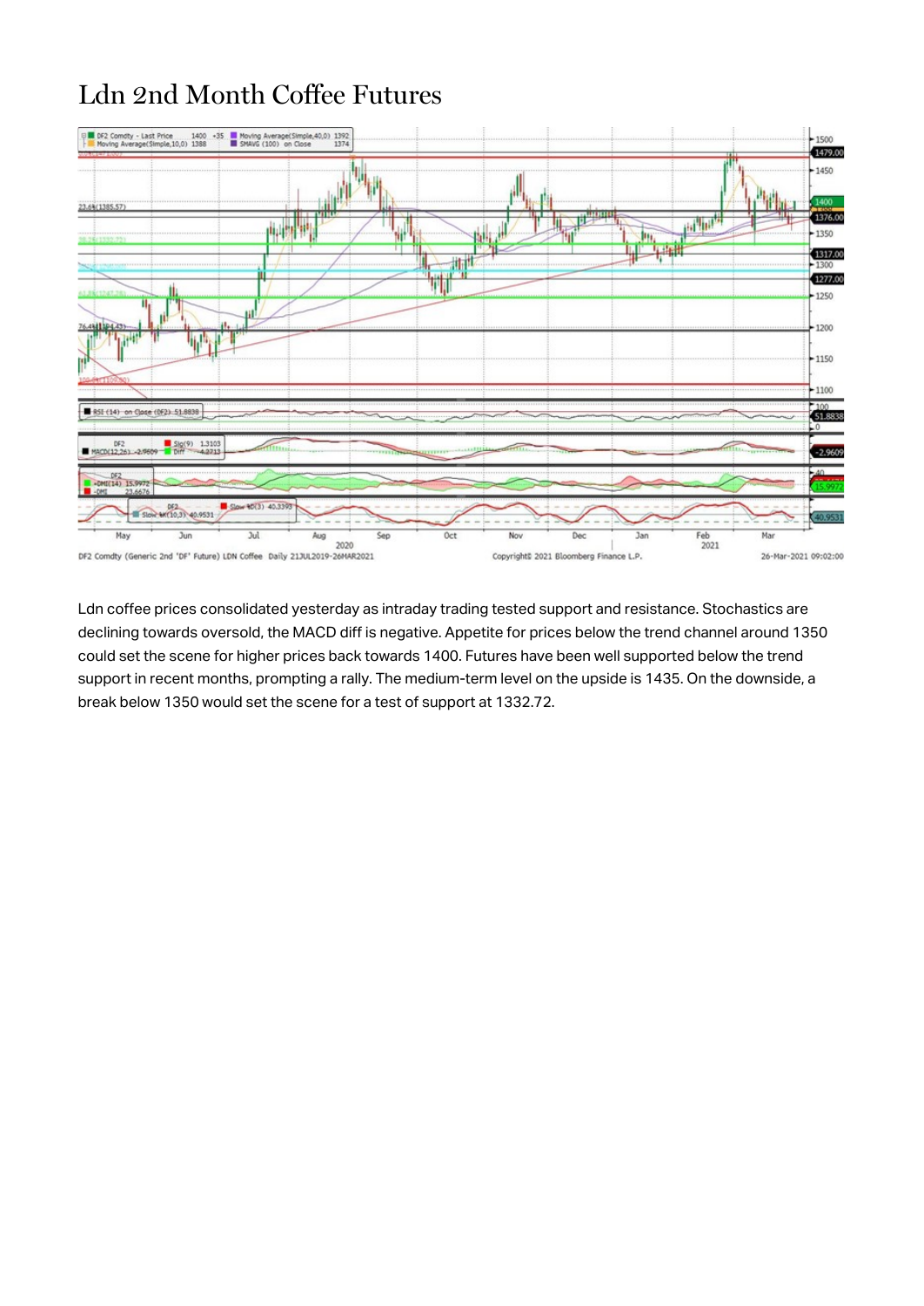# Ldn 2nd Month Coffee Futures

Ldn coffee prices consolidated yesterday as intraday trading tested support and resistance. Stochastics are declining towards oversold, the MACD diff is negative. Appetite for prices below the trend channel around 1350 could set the scene for higher prices back towards 1400. Futures have been well supported below the trend support in recent months, prompting a rally. The medium-term level on the upside is 1435. On the downside, a break below 1350 would set the scene for a test of support at 1332.72.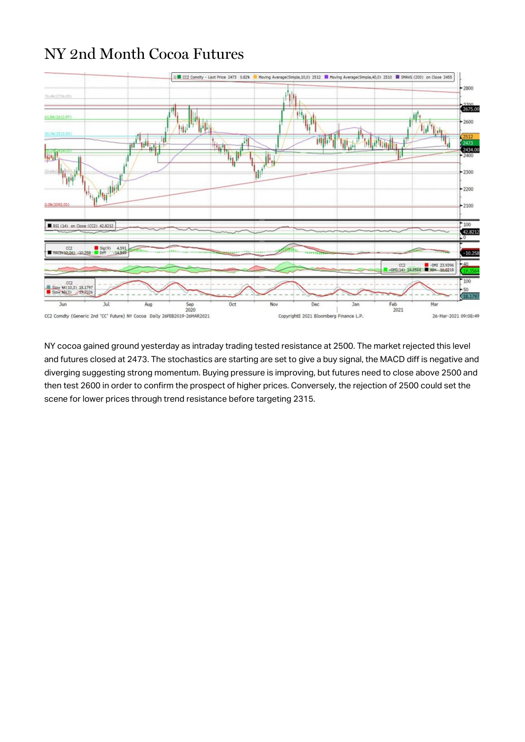# NY 2nd Month Cocoa Futures

NY cocoa gained ground yesterday as intraday trading tested resistance at 2500. The market rejected this level and futures closed at 2473. The stochastics are starting are set to give a buy signal, the MACD diff is negative and diverging suggesting strong momentum. Buying pressure is improving, but futures need to close above 2500 and then test 2600 in order to confirm the prospect of higher prices. Conversely, the rejection of 2500 could set the scene for lower prices through trend resistance before targeting 2315.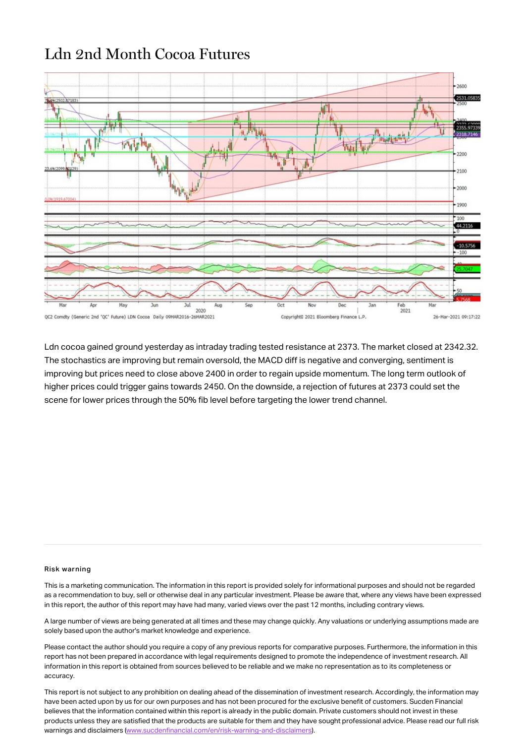# Ldn 2nd Month Cocoa Futures

2600
2531.05835
2500
2400
2355.97339
2318.7146
2200
2100
2000
1900
76.4%(2502.87183)
23.6%(2099.83129)
0.0%(1919.67004)
100
44.2116
0
-10.5756
-100
25.7047
50
5.7568
Mar Apr May Jun Jul Aug Sep Oct Nov Dec Jan Feb Mar
2020 2021
QC2 Comdty (Generic 2nd 'QC' Future) LDN Cocoa Daily 09MAR2016-26MAR2021
Copyright© 2021 Bloomberg Finance L.P.
26-Mar-2021 09:17:22

Ldn cocoa gained ground yesterday as intraday trading tested resistance at 2373. The market closed at 2342.32. The stochastics are improving but remain oversold, the MACD diff is negative and converging, sentiment is improving but prices need to close above 2400 in order to regain upside momentum. The long term outlook of higher prices could trigger gains towards 2450. On the downside, a rejection of futures at 2373 could set the scene for lower prices through the 50% fib level before targeting the lower trend channel.

---

#### Risk warning

This is a marketing communication. The information in this report is provided solely for informational purposes and should not be regarded as a recommendation to buy, sell or otherwise deal in any particular investment. Please be aware that, where any views have been expressed in this report, the author of this report may have had many, varied views over the past 12 months, including contrary views.

A large number of views are being generated at all times and these may change quickly. Any valuations or underlying assumptions made are solely based upon the author's market knowledge and experience.

Please contact the author should you require a copy of any previous reports for comparative purposes. Furthermore, the information in this report has not been prepared in accordance with legal requirements designed to promote the independence of investment research. All information in this report is obtained from sources believed to be reliable and we make no representation as to its completeness or accuracy.

This report is not subject to any prohibition on dealing ahead of the dissemination of investment research. Accordingly, the information may have been acted upon by us for our own purposes and has not been procured for the exclusive benefit of customers. Sucden Financial believes that the information contained within this report is already in the public domain. Private customers should not invest in these products unless they are satisfied that the products are suitable for them and they have sought professional advice. Please read our full risk warnings and disclaimers (www.sucdenfinancial.com/en/risk-warning-and-disclaimers).